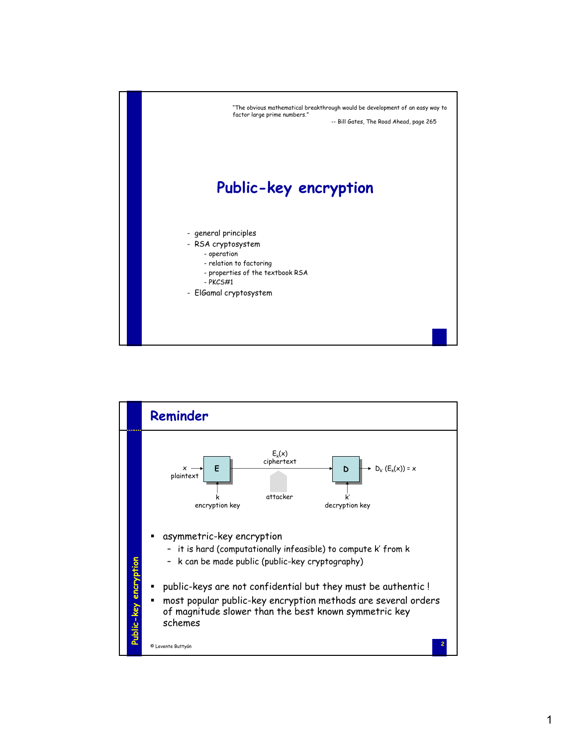"The obvious mathematical breakthrough would be development of an easy way to factor large prime numbers."
-- Bill Gates, The Road Ahead, page 265

# Public-key encryption

- general principles
- RSA cryptosystem
  - operation
  - relation to factoring
  - properties of the textbook RSA
  - PKCS#1
- ElGamal cryptosystem

## Reminder

x plaintext → E → $E_k(x)$ ciphertext → D → $D_{k'}(E_k(x)) = x$

k encryption key; attacker; k' decryption key

- asymmetric-key encryption
  - it is hard (computationally infeasible) to compute k' from k
  - k can be made public (public-key cryptography)
- public-keys are not confidential but they must be authentic !
- most popular public-key encryption methods are several orders of magnitude slower than the best known symmetric key schemes

© Levente Buttyán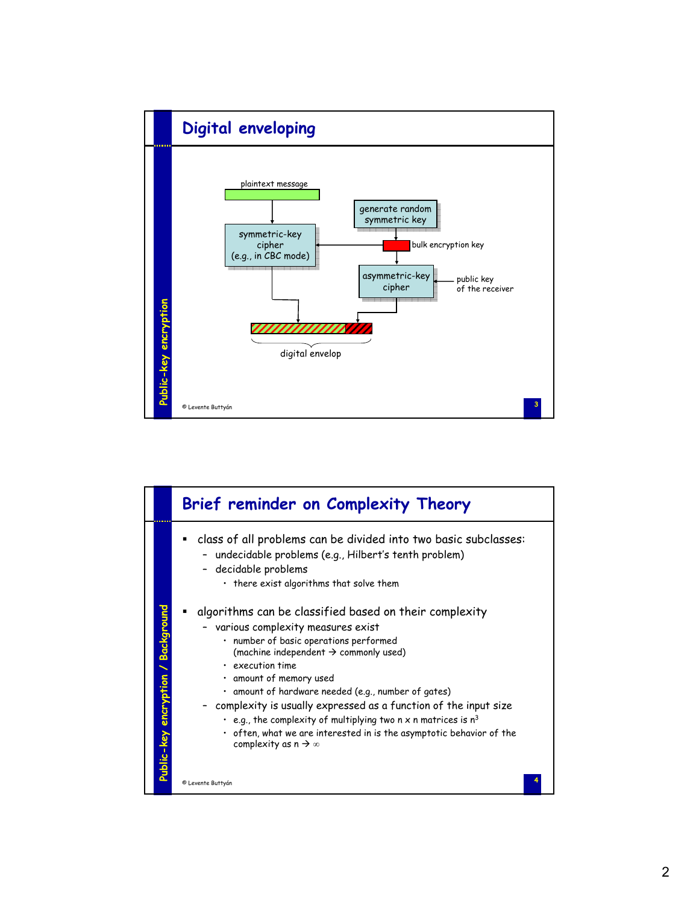## Digital enveloping

plaintext message

symmetric-key cipher (e.g., in CBC mode)

generate random symmetric key

bulk encryption key

asymmetric-key cipher

public key of the receiver

digital envelop

© Levente Buttyán

## Brief reminder on Complexity Theory

- class of all problems can be divided into two basic subclasses:
  - undecidable problems (e.g., Hilbert's tenth problem)
  - decidable problems
    - there exist algorithms that solve them
- algorithms can be classified based on their complexity
  - various complexity measures exist
    - number of basic operations performed (machine independent → commonly used)
    - execution time
    - amount of memory used
    - amount of hardware needed (e.g., number of gates)
  - complexity is usually expressed as a function of the input size
    - e.g., the complexity of multiplying two n x n matrices is $n^3$
    - often, what we are interested in is the asymptotic behavior of the complexity as $n \rightarrow \infty$

© Levente Buttyán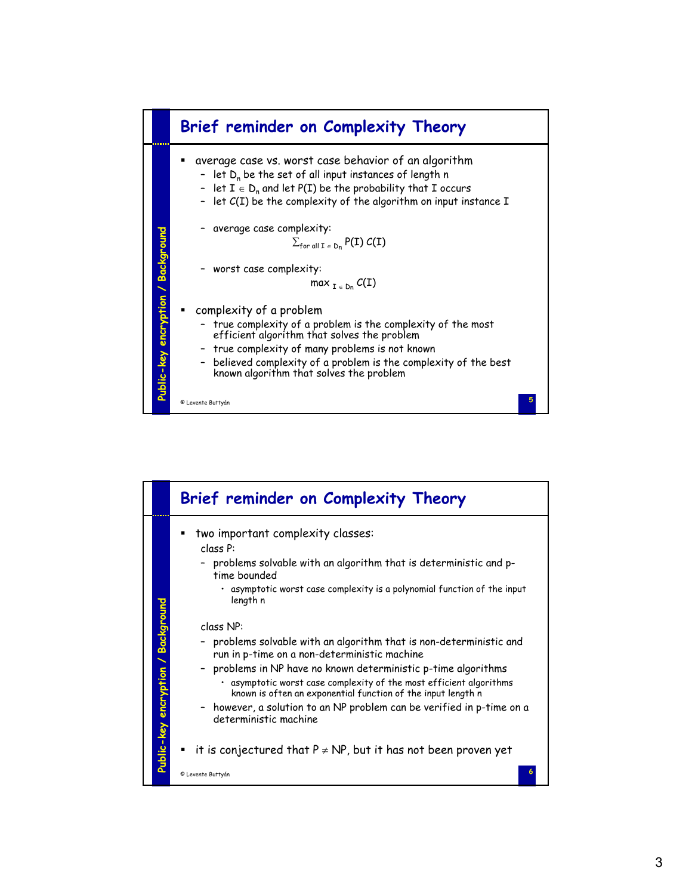## Brief reminder on Complexity Theory

- average case vs. worst case behavior of an algorithm
  - let $D_n$ be the set of all input instances of length n
  - let $I \in D_n$ and let P(I) be the probability that I occurs
  - let C(I) be the complexity of the algorithm on input instance I
  - average case complexity:

$$\sum_{\text{for all } I \in D_n} P(I)\, C(I)$$

  - worst case complexity:

$$\max_{I \in D_n} C(I)$$

- complexity of a problem
  - true complexity of a problem is the complexity of the most efficient algorithm that solves the problem
  - true complexity of many problems is not known
  - believed complexity of a problem is the complexity of the best known algorithm that solves the problem

## Brief reminder on Complexity Theory

- two important complexity classes:

  class P:
  - problems solvable with an algorithm that is deterministic and p-time bounded
    - asymptotic worst case complexity is a polynomial function of the input length n

  class NP:
  - problems solvable with an algorithm that is non-deterministic and run in p-time on a non-deterministic machine
  - problems in NP have no known deterministic p-time algorithms
    - asymptotic worst case complexity of the most efficient algorithms known is often an exponential function of the input length n
  - however, a solution to an NP problem can be verified in p-time on a deterministic machine

- it is conjectured that $P \neq NP$, but it has not been proven yet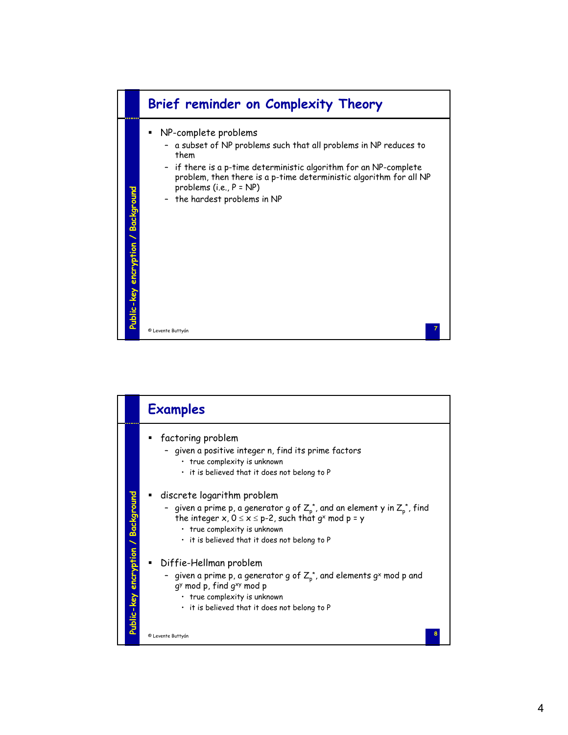## Brief reminder on Complexity Theory

- NP-complete problems
  - a subset of NP problems such that all problems in NP reduces to them
  - if there is a p-time deterministic algorithm for an NP-complete problem, then there is a p-time deterministic algorithm for all NP problems (i.e., P = NP)
  - the hardest problems in NP

## Examples

- factoring problem
  - given a positive integer n, find its prime factors
    - true complexity is unknown
    - it is believed that it does not belong to P
- discrete logarithm problem
  - given a prime p, a generator g of $Z_p^*$, and an element y in $Z_p^*$, find the integer x, $0 \leq x \leq p-2$, such that $g^x \bmod p = y$
    - true complexity is unknown
    - it is believed that it does not belong to P
- Diffie-Hellman problem
  - given a prime p, a generator g of $Z_p^*$, and elements $g^x \bmod p$ and $g^y \bmod p$, find $g^{xy} \bmod p$
    - true complexity is unknown
    - it is believed that it does not belong to P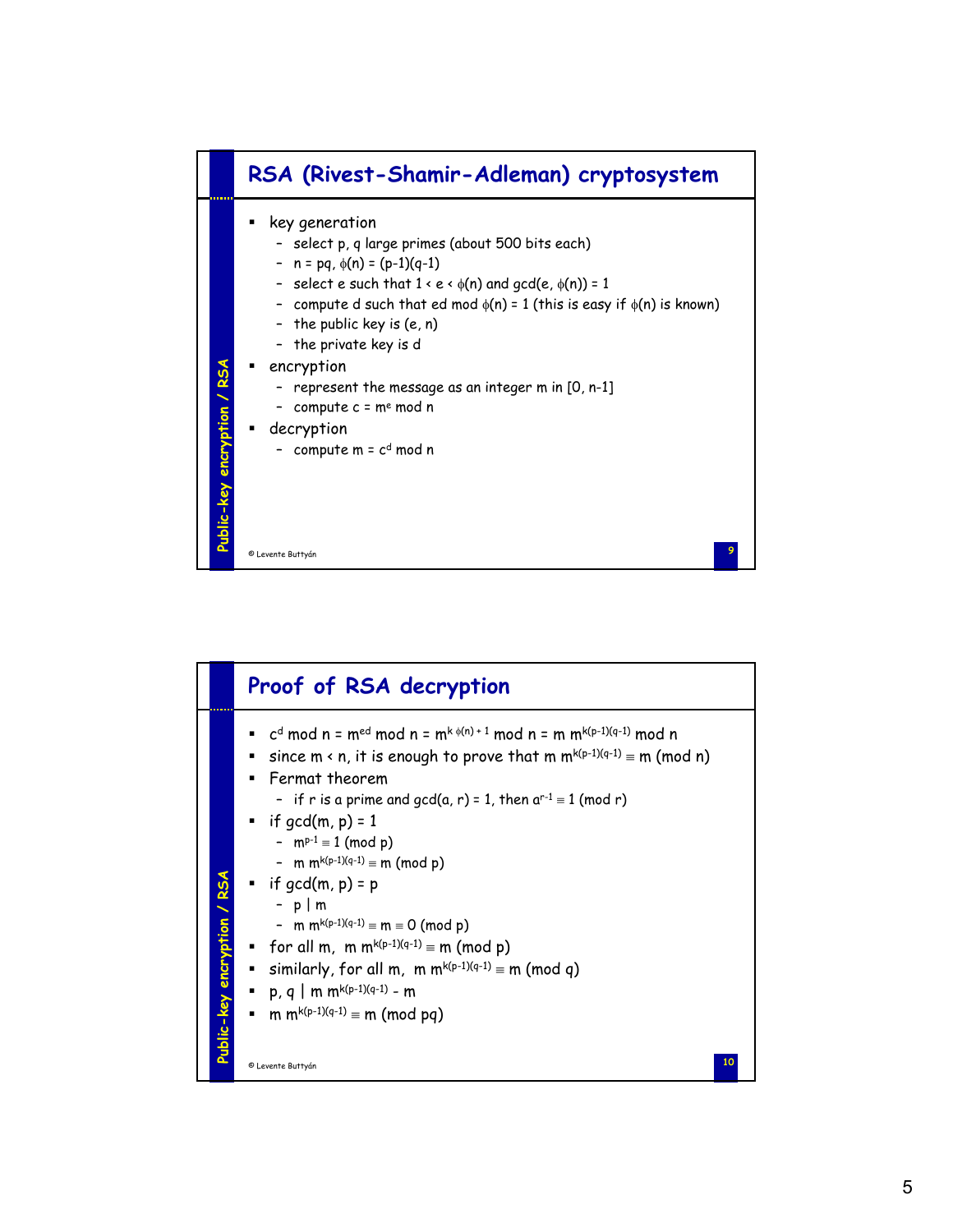## RSA (Rivest-Shamir-Adleman) cryptosystem

- key generation
  - select p, q large primes (about 500 bits each)
  - $n = pq$, $\phi(n) = (p-1)(q-1)$
  - select e such that $1 < e < \phi(n)$ and $\gcd(e, \phi(n)) = 1$
  - compute d such that $ed \bmod \phi(n) = 1$ (this is easy if $\phi(n)$ is known)
  - the public key is (e, n)
  - the private key is d
- encryption
  - represent the message as an integer m in [0, n-1]
  - compute $c = m^e \bmod n$
- decryption
  - compute $m = c^d \bmod n$

© Levente Buttyán

## Proof of RSA decryption

- $c^d \bmod n = m^{ed} \bmod n = m^{k\phi(n)+1} \bmod n = m\, m^{k(p-1)(q-1)} \bmod n$
- since $m < n$, it is enough to prove that $m\, m^{k(p-1)(q-1)} \equiv m \pmod n$
- Fermat theorem
  - if r is a prime and $\gcd(a, r) = 1$, then $a^{r-1} \equiv 1 \pmod r$
- if $\gcd(m, p) = 1$
  - $m^{p-1} \equiv 1 \pmod p$
  - $m\, m^{k(p-1)(q-1)} \equiv m \pmod p$
- if $\gcd(m, p) = p$
  - $p \mid m$
  - $m\, m^{k(p-1)(q-1)} \equiv m \equiv 0 \pmod p$
- for all m, $m\, m^{k(p-1)(q-1)} \equiv m \pmod p$
- similarly, for all m, $m\, m^{k(p-1)(q-1)} \equiv m \pmod q$
- $p, q \mid m\, m^{k(p-1)(q-1)} - m$
- $m\, m^{k(p-1)(q-1)} \equiv m \pmod{pq}$

© Levente Buttyán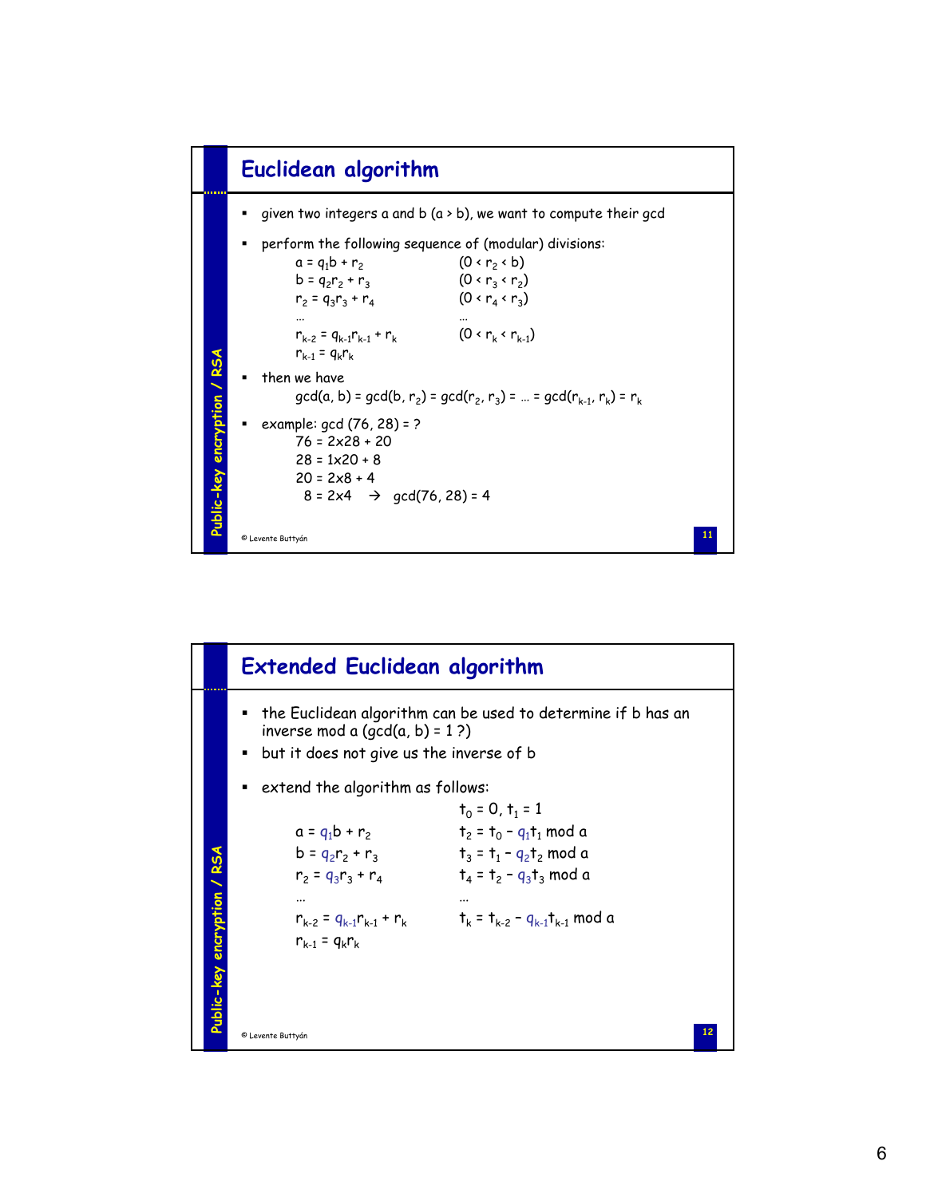## Euclidean algorithm

- given two integers a and b (a > b), we want to compute their gcd
- perform the following sequence of (modular) divisions:

$$
\begin{array}{ll}
a = q_1 b + r_2 & (0 < r_2 < b) \\
b = q_2 r_2 + r_3 & (0 < r_3 < r_2) \\
r_2 = q_3 r_3 + r_4 & (0 < r_4 < r_3) \\
\ldots & \ldots \\
r_{k-2} = q_{k-1} r_{k-1} + r_k & (0 < r_k < r_{k-1}) \\
r_{k-1} = q_k r_k &
\end{array}
$$

- then we have

$$gcd(a, b) = gcd(b, r_2) = gcd(r_2, r_3) = \ldots = gcd(r_{k-1}, r_k) = r_k$$

- example: gcd (76, 28) = ?

  76 = 2x28 + 20

  28 = 1x20 + 8

  20 = 2x8 + 4

  8 = 2x4 → gcd(76, 28) = 4

© Levente Buttyán

## Extended Euclidean algorithm

- the Euclidean algorithm can be used to determine if b has an inverse mod a (gcd(a, b) = 1 ?)
- but it does not give us the inverse of b
- extend the algorithm as follows:

$$
\begin{array}{ll}
 & t_0 = 0,\ t_1 = 1 \\
a = q_1 b + r_2 & t_2 = t_0 - q_1 t_1 \bmod a \\
b = q_2 r_2 + r_3 & t_3 = t_1 - q_2 t_2 \bmod a \\
r_2 = q_3 r_3 + r_4 & t_4 = t_2 - q_3 t_3 \bmod a \\
\ldots & \ldots \\
r_{k-2} = q_{k-1} r_{k-1} + r_k & t_k = t_{k-2} - q_{k-1} t_{k-1} \bmod a \\
r_{k-1} = q_k r_k &
\end{array}
$$

© Levente Buttyán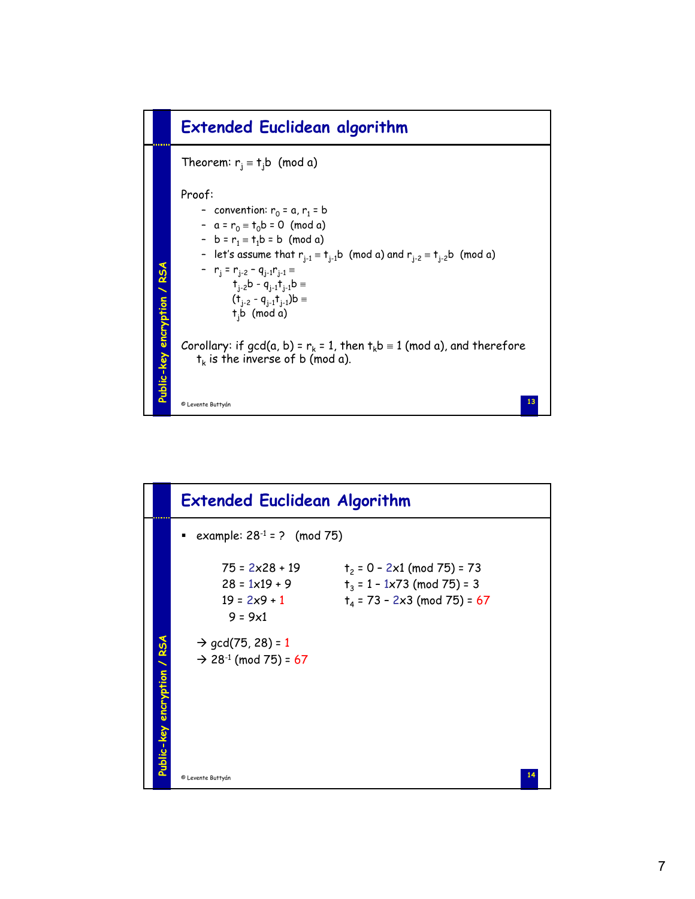## Extended Euclidean algorithm

Theorem: $r_j \equiv t_j b \pmod{a}$

Proof:

- convention: $r_0 = a$, $r_1 = b$
- $a = r_0 \equiv t_0 b = 0 \pmod{a}$
- $b = r_1 \equiv t_1 b = b \pmod{a}$
- let's assume that $r_{j-1} \equiv t_{j-1} b \pmod{a}$ and $r_{j-2} \equiv t_{j-2} b \pmod{a}$
- $r_j = r_{j-2} - q_{j-1} r_{j-1} \equiv$
  $t_{j-2} b - q_{j-1} t_{j-1} b \equiv$
  $(t_{j-2} - q_{j-1} t_{j-1}) b \equiv$
  $t_j b \pmod{a}$

Corollary: if $\gcd(a, b) = r_k = 1$, then $t_k b \equiv 1 \pmod{a}$, and therefore $t_k$ is the inverse of b (mod a).

© Levente Buttyán

## Extended Euclidean Algorithm

- example: $28^{-1} = ? \pmod{75}$

$75 = 2 \times 28 + 19$  $\quad t_2 = 0 - 2 \times 1 \pmod{75} = 73$

$28 = 1 \times 19 + 9$  $\quad t_3 = 1 - 1 \times 73 \pmod{75} = 3$

$19 = 2 \times 9 + 1$  $\quad t_4 = 73 - 2 \times 3 \pmod{75} = 67$

$9 = 9 \times 1$

→ $\gcd(75, 28) = 1$

→ $28^{-1} \pmod{75} = 67$

© Levente Buttyán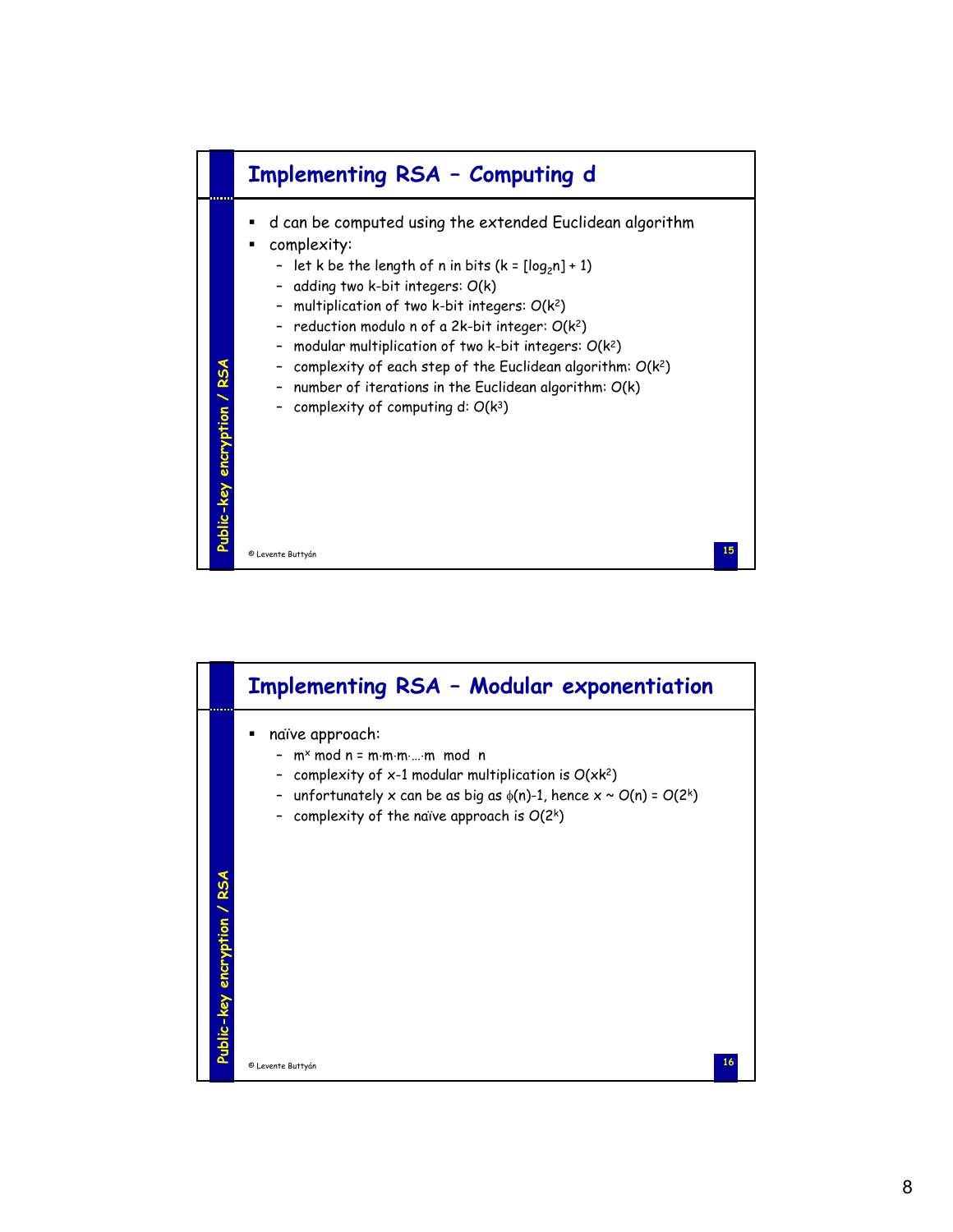## Implementing RSA – Computing d

- d can be computed using the extended Euclidean algorithm
- complexity:
  - let k be the length of n in bits ($k = [\log_2 n] + 1$)
  - adding two k-bit integers: $O(k)$
  - multiplication of two k-bit integers: $O(k^2)$
  - reduction modulo n of a 2k-bit integer: $O(k^2)$
  - modular multiplication of two k-bit integers: $O(k^2)$
  - complexity of each step of the Euclidean algorithm: $O(k^2)$
  - number of iterations in the Euclidean algorithm: $O(k)$
  - complexity of computing d: $O(k^3)$

## Implementing RSA – Modular exponentiation

- naïve approach:
  - $m^x \bmod n = m \cdot m \cdot m \cdot \ldots \cdot m \bmod n$
  - complexity of x-1 modular multiplication is $O(xk^2)$
  - unfortunately x can be as big as $\phi(n)-1$, hence $x \sim O(n) = O(2^k)$
  - complexity of the naïve approach is $O(2^k)$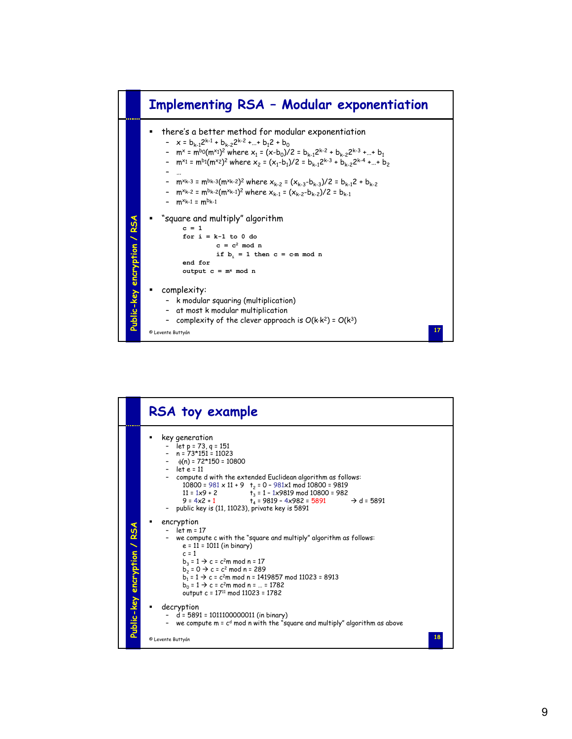## Implementing RSA – Modular exponentiation

- there's a better method for modular exponentiation
  - $x = b_{k-1}2^{k-1} + b_{k-2}2^{k-2} + \ldots + b_1 2 + b_0$
  - $m^x = m^{b_0}(m^{x_1})^2$ where $x_1 = (x-b_0)/2 = b_{k-1}2^{k-2} + b_{k-2}2^{k-3} + \ldots + b_1$
  - $m^{x_1} = m^{b_1}(m^{x_2})^2$ where $x_2 = (x_1-b_1)/2 = b_{k-1}2^{k-3} + b_{k-2}2^{k-4} + \ldots + b_2$
  - …
  - $m^{x_{k-3}} = m^{b_{k-3}}(m^{x_{k-2}})^2$ where $x_{k-2} = (x_{k-3}-b_{k-3})/2 = b_{k-1}2 + b_{k-2}$
  - $m^{x_{k-2}} = m^{b_{k-2}}(m^{x_{k-1}})^2$ where $x_{k-1} = (x_{k-2}-b_{k-2})/2 = b_{k-1}$
  - $m^{x_{k-1}} = m^{b_{k-1}}$
- "square and multiply" algorithm

```
c = 1
for i = k-1 to 0 do
        c = c² mod n
        if b_i = 1 then c = c·m mod n
end for
output c = m^x mod n
```

- complexity:
  - k modular squaring (multiplication)
  - at most k modular multiplication
  - complexity of the clever approach is $O(k \cdot k^2) = O(k^3)$

## RSA toy example

- key generation
  - let p = 73, q = 151
  - n = 73*151 = 11023
  - $\phi(n)$ = 72*150 = 10800
  - let e = 11
  - compute d with the extended Euclidean algorithm as follows:
    - 10800 = 981 x 11 + 9 $t_2$ = 0 – 981x1 mod 10800 = 9819
    - 11 = 1x9 + 2 $t_3$ = 1 – 1x9819 mod 10800 = 982
    - 9 = 4x2 + 1 $t_4$ = 9819 – 4x982 = 5891 → d = 5891
  - public key is (11, 11023), private key is 5891
- encryption
  - let m = 17
  - we compute c with the "square and multiply" algorithm as follows:
    - e = 11 = 1011 (in binary)
    - c = 1
    - $b_3$ = 1 → c = $c^2$m mod n = 17
    - $b_2$ = 0 → c = $c^2$ mod n = 289
    - $b_1$ = 1 → c = $c^2$m mod n = 1419857 mod 11023 = 8913
    - $b_0$ = 1 → c = $c^2$m mod n = … = 1782
    - output c = $17^{11}$ mod 11023 = 1782
- decryption
  - d = 5891 = 1011100000011 (in binary)
  - we compute m = $c^d$ mod n with the "square and multiply" algorithm as above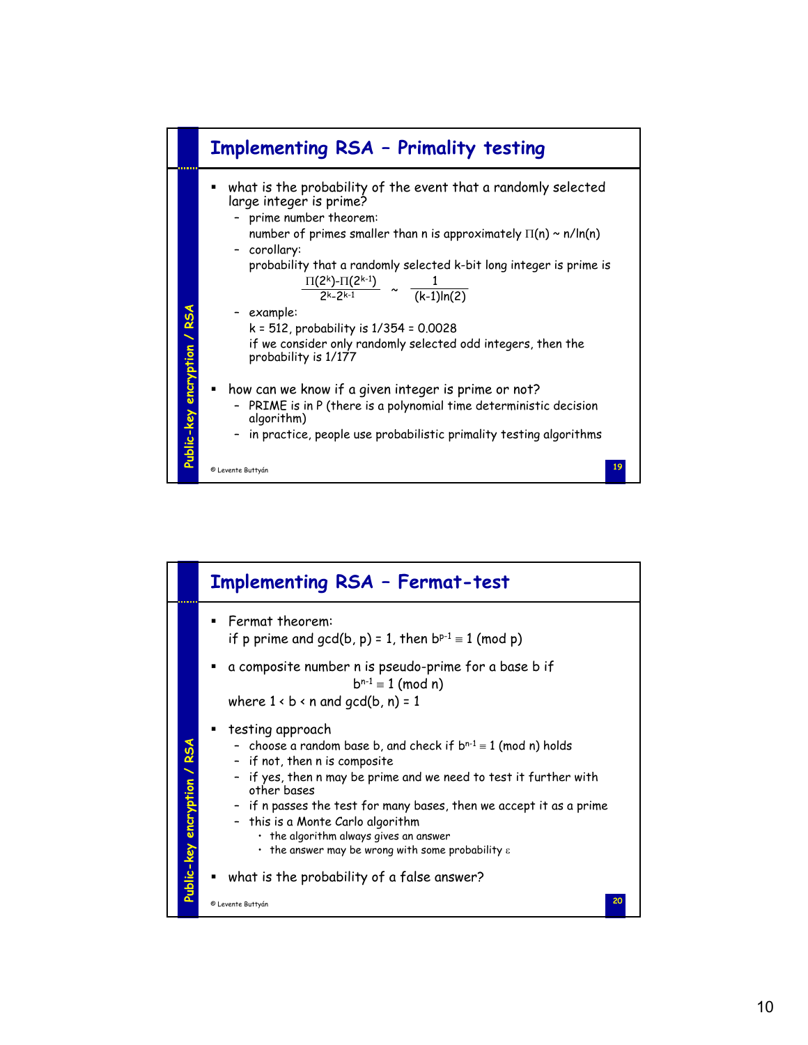## Implementing RSA – Primality testing

- what is the probability of the event that a randomly selected large integer is prime?
  - prime number theorem:
    number of primes smaller than n is approximately $\Pi(n) \sim n/\ln(n)$
  - corollary:
    probability that a randomly selected k-bit long integer is prime is

    $$\frac{\Pi(2^k)-\Pi(2^{k-1})}{2^k-2^{k-1}} \sim \frac{1}{(k-1)\ln(2)}$$

  - example:
    k = 512, probability is 1/354 = 0.0028
    if we consider only randomly selected odd integers, then the probability is 1/177
- how can we know if a given integer is prime or not?
  - PRIME is in P (there is a polynomial time deterministic decision algorithm)
  - in practice, people use probabilistic primality testing algorithms

© Levente Buttyán

## Implementing RSA – Fermat-test

- Fermat theorem:
  if p prime and gcd(b, p) = 1, then $b^{p-1} \equiv 1 \pmod{p}$
- a composite number n is pseudo-prime for a base b if

  $$b^{n-1} \equiv 1 \pmod{n}$$

  where $1 < b < n$ and gcd(b, n) = 1
- testing approach
  - choose a random base b, and check if $b^{n-1} \equiv 1 \pmod{n}$ holds
  - if not, then n is composite
  - if yes, then n may be prime and we need to test it further with other bases
  - if n passes the test for many bases, then we accept it as a prime
  - this is a Monte Carlo algorithm
    - the algorithm always gives an answer
    - the answer may be wrong with some probability $\varepsilon$
- what is the probability of a false answer?

© Levente Buttyán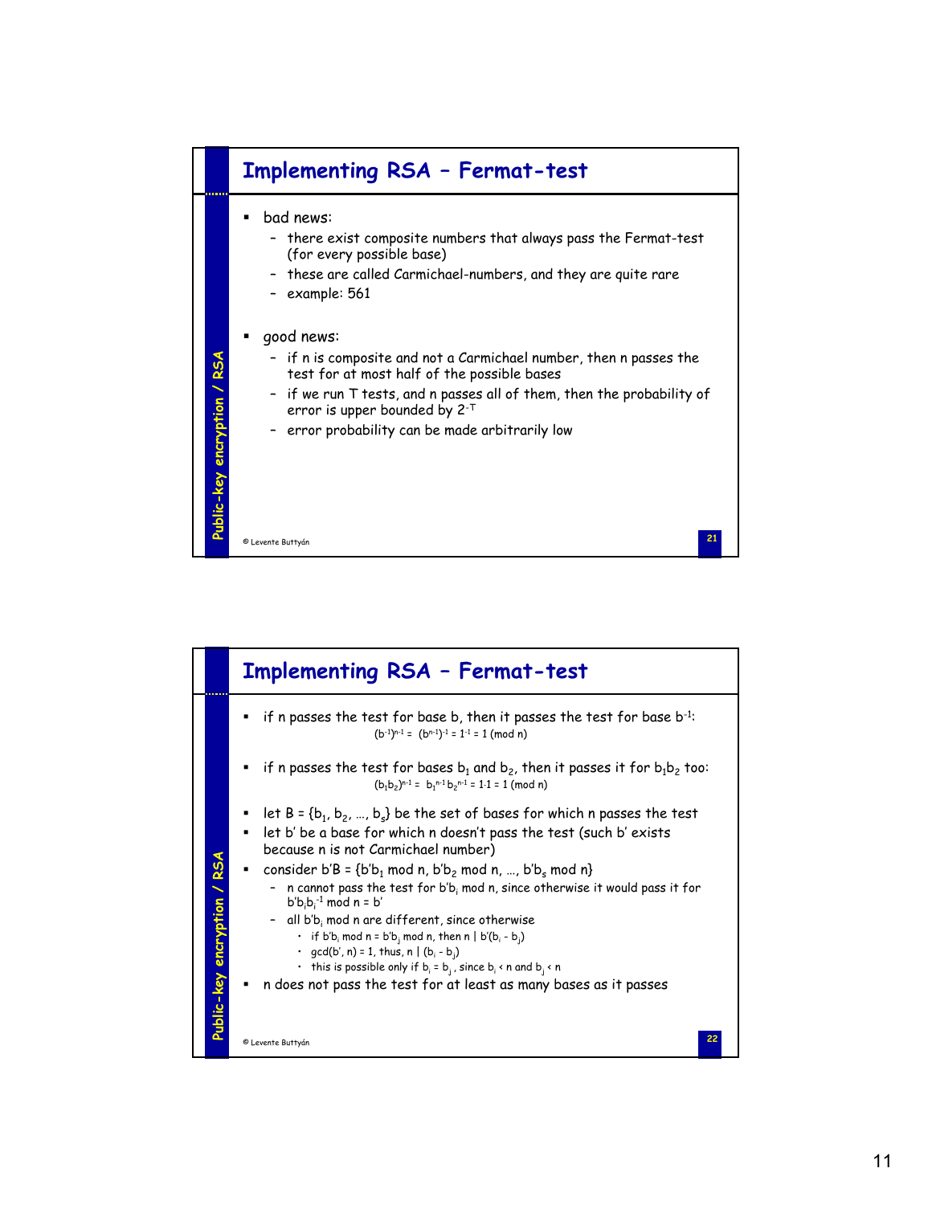## Implementing RSA – Fermat-test

- bad news:
  - there exist composite numbers that always pass the Fermat-test (for every possible base)
  - these are called Carmichael-numbers, and they are quite rare
  - example: 561
- good news:
  - if n is composite and not a Carmichael number, then n passes the test for at most half of the possible bases
  - if we run T tests, and n passes all of them, then the probability of error is upper bounded by $2^{-T}$
  - error probability can be made arbitrarily low

## Implementing RSA – Fermat-test

- if n passes the test for base b, then it passes the test for base $b^{-1}$:
  $$(b^{-1})^{n-1} = (b^{n-1})^{-1} = 1^{-1} = 1 \pmod n$$
- if n passes the test for bases $b_1$ and $b_2$, then it passes it for $b_1b_2$ too:
  $$(b_1b_2)^{n-1} = b_1^{n-1}b_2^{n-1} = 1 \cdot 1 = 1 \pmod n$$
- let $B = \{b_1, b_2, \ldots, b_s\}$ be the set of bases for which n passes the test
- let b' be a base for which n doesn't pass the test (such b' exists because n is not Carmichael number)
- consider $b'B = \{b'b_1 \bmod n, b'b_2 \bmod n, \ldots, b'b_s \bmod n\}$
  - n cannot pass the test for $b'b_i \bmod n$, since otherwise it would pass it for $b'b_ib_i^{-1} \bmod n = b'$
  - all $b'b_i \bmod n$ are different, since otherwise
    - if $b'b_i \bmod n = b'b_j \bmod n$, then $n \mid b'(b_i - b_j)$
    - $\gcd(b', n) = 1$, thus, $n \mid (b_i - b_j)$
    - this is possible only if $b_i = b_j$, since $b_i < n$ and $b_j < n$
- n does not pass the test for at least as many bases as it passes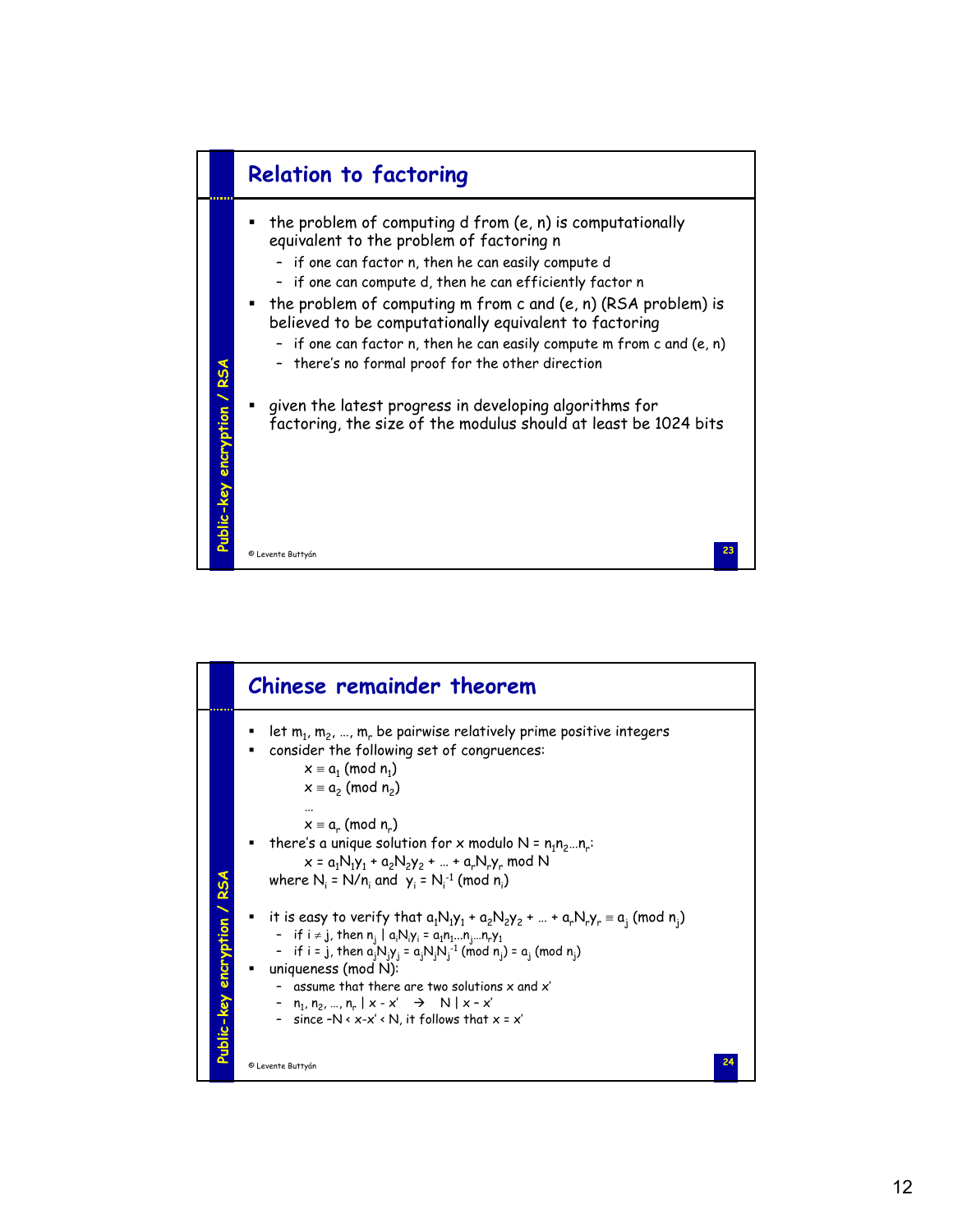## Relation to factoring

- the problem of computing d from (e, n) is computationally equivalent to the problem of factoring n
  - if one can factor n, then he can easily compute d
  - if one can compute d, then he can efficiently factor n
- the problem of computing m from c and (e, n) (RSA problem) is believed to be computationally equivalent to factoring
  - if one can factor n, then he can easily compute m from c and (e, n)
  - there's no formal proof for the other direction
- given the latest progress in developing algorithms for factoring, the size of the modulus should at least be 1024 bits

## Chinese remainder theorem

- let $m_1, m_2, \ldots, m_r$ be pairwise relatively prime positive integers
- consider the following set of congruences:

  $x \equiv a_1 \pmod{n_1}$

  $x \equiv a_2 \pmod{n_2}$

  …

  $x \equiv a_r \pmod{n_r}$
- there's a unique solution for x modulo $N = n_1 n_2 \ldots n_r$:

  $x = a_1 N_1 y_1 + a_2 N_2 y_2 + \ldots + a_r N_r y_r \bmod N$

  where $N_i = N/n_i$ and $y_i = N_i^{-1} \pmod{n_i}$
- it is easy to verify that $a_1 N_1 y_1 + a_2 N_2 y_2 + \ldots + a_r N_r y_r \equiv a_j \pmod{n_j}$
  - if $i \neq j$, then $n_j \mid a_i N_i y_i = a_i n_1 \ldots n_j \ldots n_r y_1$
  - if $i = j$, then $a_j N_j y_j = a_j N_j N_j^{-1} \pmod{n_j} = a_j \pmod{n_j}$
- uniqueness (mod N):
  - assume that there are two solutions x and x'
  - $n_1, n_2, \ldots, n_r \mid x - x' \rightarrow N \mid x - x'$
  - since $-N < x - x' < N$, it follows that $x = x'$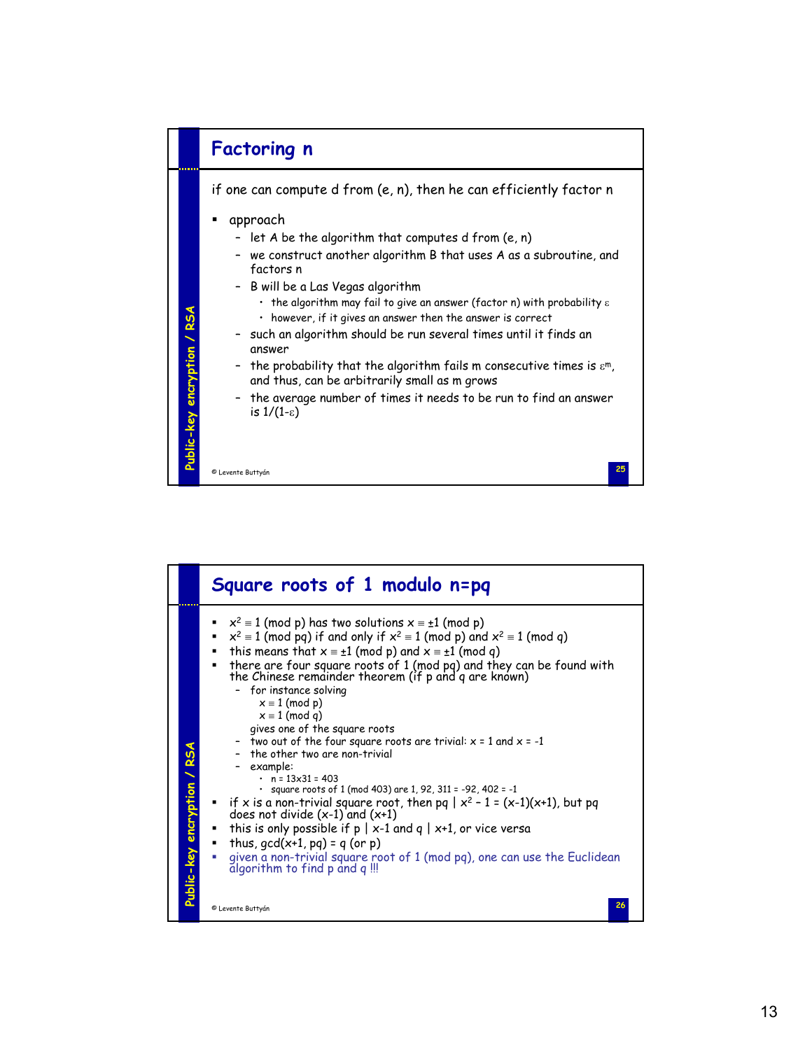## Factoring n

if one can compute d from (e, n), then he can efficiently factor n

- approach
  - let A be the algorithm that computes d from (e, n)
  - we construct another algorithm B that uses A as a subroutine, and factors n
  - B will be a Las Vegas algorithm
    - the algorithm may fail to give an answer (factor n) with probability $\varepsilon$
    - however, if it gives an answer then the answer is correct
  - such an algorithm should be run several times until it finds an answer
  - the probability that the algorithm fails m consecutive times is $\varepsilon^m$, and thus, can be arbitrarily small as m grows
  - the average number of times it needs to be run to find an answer is $1/(1-\varepsilon)$

© Levente Buttyán

## Square roots of 1 modulo n=pq

- $x^2 \equiv 1 \pmod p$ has two solutions $x \equiv \pm 1 \pmod p$
- $x^2 \equiv 1 \pmod{pq}$ if and only if $x^2 \equiv 1 \pmod p$ and $x^2 \equiv 1 \pmod q$
- this means that $x \equiv \pm 1 \pmod p$ and $x \equiv \pm 1 \pmod q$
- there are four square roots of 1 (mod pq) and they can be found with the Chinese remainder theorem (if p and q are known)
  - for instance solving
    $x \equiv 1 \pmod p$
    $x \equiv 1 \pmod q$
    gives one of the square roots
  - two out of the four square roots are trivial: $x = 1$ and $x = -1$
  - the other two are non-trivial
  - example:
    - $n = 13 \times 31 = 403$
    - square roots of 1 (mod 403) are 1, 92, 311 = -92, 402 = -1
- if x is a non-trivial square root, then $pq \mid x^2 - 1 = (x-1)(x+1)$, but pq does not divide $(x-1)$ and $(x+1)$
- this is only possible if $p \mid x-1$ and $q \mid x+1$, or vice versa
- thus, $\gcd(x+1, pq) = q$ (or p)
- given a non-trivial square root of 1 (mod pq), one can use the Euclidean algorithm to find p and q !!!

© Levente Buttyán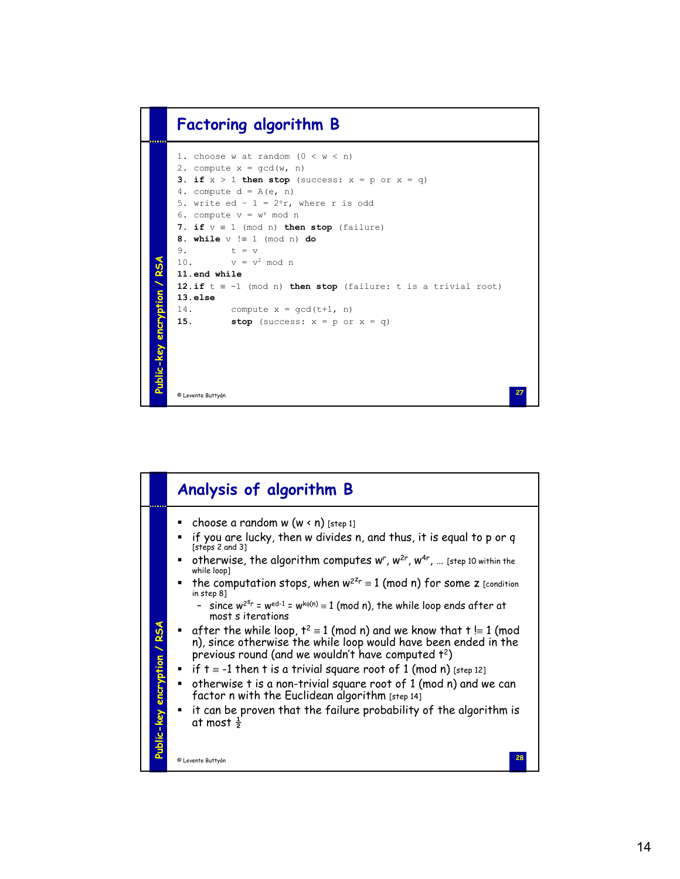# Factoring algorithm B

```
1.  choose w at random (0 < w < n)
2.  compute x = gcd(w, n)
3.  if x > 1 then stop (success: x = p or x = q)
4.  compute d = A(e, n)
5.  write ed – 1 = 2^s r, where r is odd
6.  compute v = w^r mod n
7.  if v ≡ 1 (mod n) then stop (failure)
8.  while v !≡ 1 (mod n) do
9.        t = v
10.       v = v^2 mod n
11. end while
12. if t ≡ -1 (mod n) then stop (failure: t is a trivial root)
13. else
14.       compute x = gcd(t+1, n)
15.       stop (success: x = p or x = q)
```

# Analysis of algorithm B

- choose a random w (w < n) [step 1]
- if you are lucky, then w divides n, and thus, it is equal to p or q [steps 2 and 3]
- otherwise, the algorithm computes $w^r$, $w^{2r}$, $w^{4r}$, … [step 10 within the while loop]
- the computation stops, when $w^{2^z r} \equiv 1 \pmod{n}$ for some z [condition in step 8]
  - since $w^{2^s r} = w^{ed-1} = w^{k\phi(n)} \equiv 1 \pmod{n}$, the while loop ends after at most s iterations
- after the while loop, $t^2 \equiv 1 \pmod{n}$ and we know that $t \not\equiv 1 \pmod{n}$, since otherwise the while loop would have been ended in the previous round (and we wouldn't have computed $t^2$)
- if $t \equiv -1$ then t is a trivial square root of 1 (mod n) [step 12]
- otherwise t is a non-trivial square root of 1 (mod n) and we can factor n with the Euclidean algorithm [step 14]
- it can be proven that the failure probability of the algorithm is at most $\frac{1}{2}$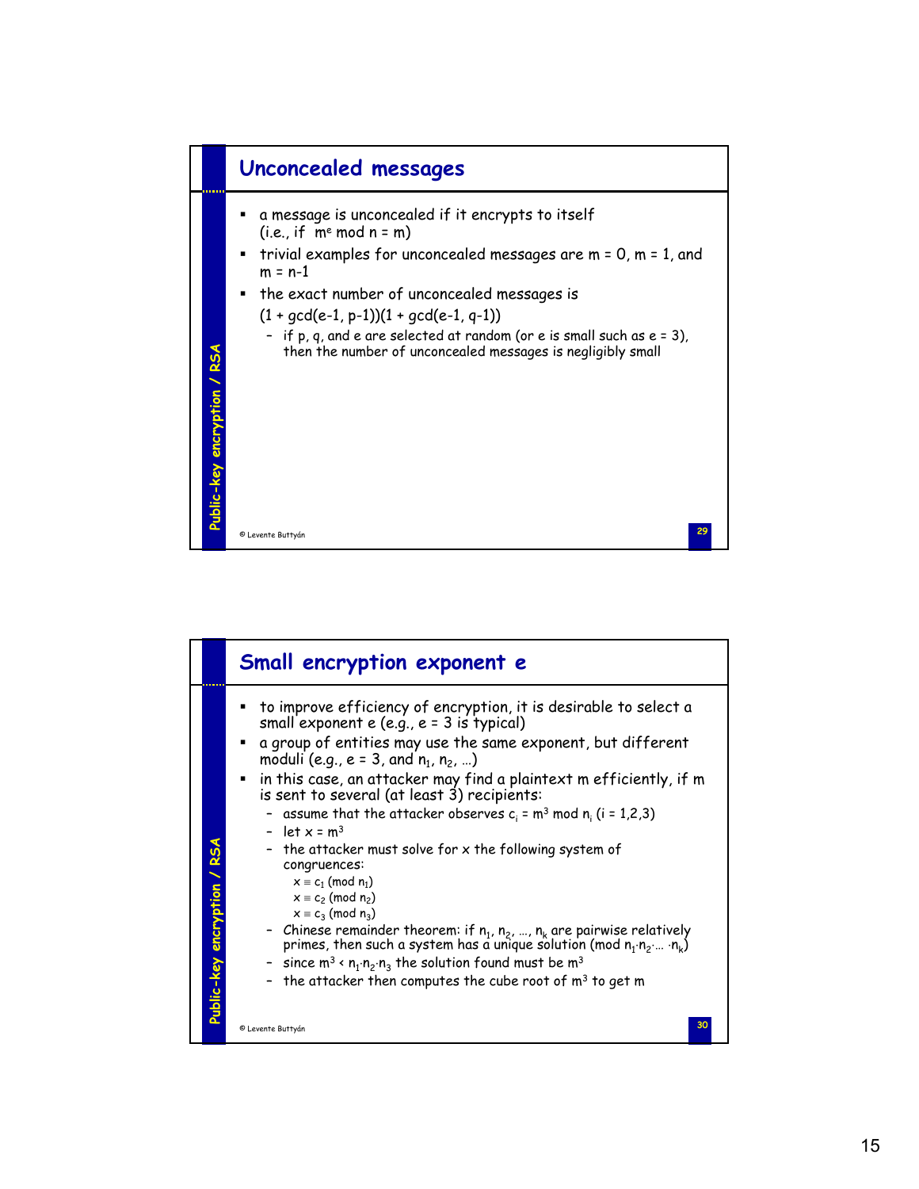## Unconcealed messages

- a message is unconcealed if it encrypts to itself (i.e., if $m^e \bmod n = m$)
- trivial examples for unconcealed messages are $m = 0$, $m = 1$, and $m = n-1$
- the exact number of unconcealed messages is
  $(1 + \gcd(e-1, p-1))(1 + \gcd(e-1, q-1))$
  - if p, q, and e are selected at random (or e is small such as e = 3), then the number of unconcealed messages is negligibly small

© Levente Buttyán

## Small encryption exponent e

- to improve efficiency of encryption, it is desirable to select a small exponent e (e.g., e = 3 is typical)
- a group of entities may use the same exponent, but different moduli (e.g., e = 3, and $n_1$, $n_2$, …)
- in this case, an attacker may find a plaintext m efficiently, if m is sent to several (at least 3) recipients:
  - assume that the attacker observes $c_i = m^3 \bmod n_i$ (i = 1,2,3)
  - let $x = m^3$
  - the attacker must solve for x the following system of congruences:
    - $x \equiv c_1 \pmod{n_1}$
    - $x \equiv c_2 \pmod{n_2}$
    - $x \equiv c_3 \pmod{n_3}$
  - Chinese remainder theorem: if $n_1, n_2, \ldots, n_k$ are pairwise relatively primes, then such a system has a unique solution (mod $n_1 \cdot n_2 \cdot \ldots \cdot n_k$)
  - since $m^3 < n_1 \cdot n_2 \cdot n_3$ the solution found must be $m^3$
  - the attacker then computes the cube root of $m^3$ to get m

© Levente Buttyán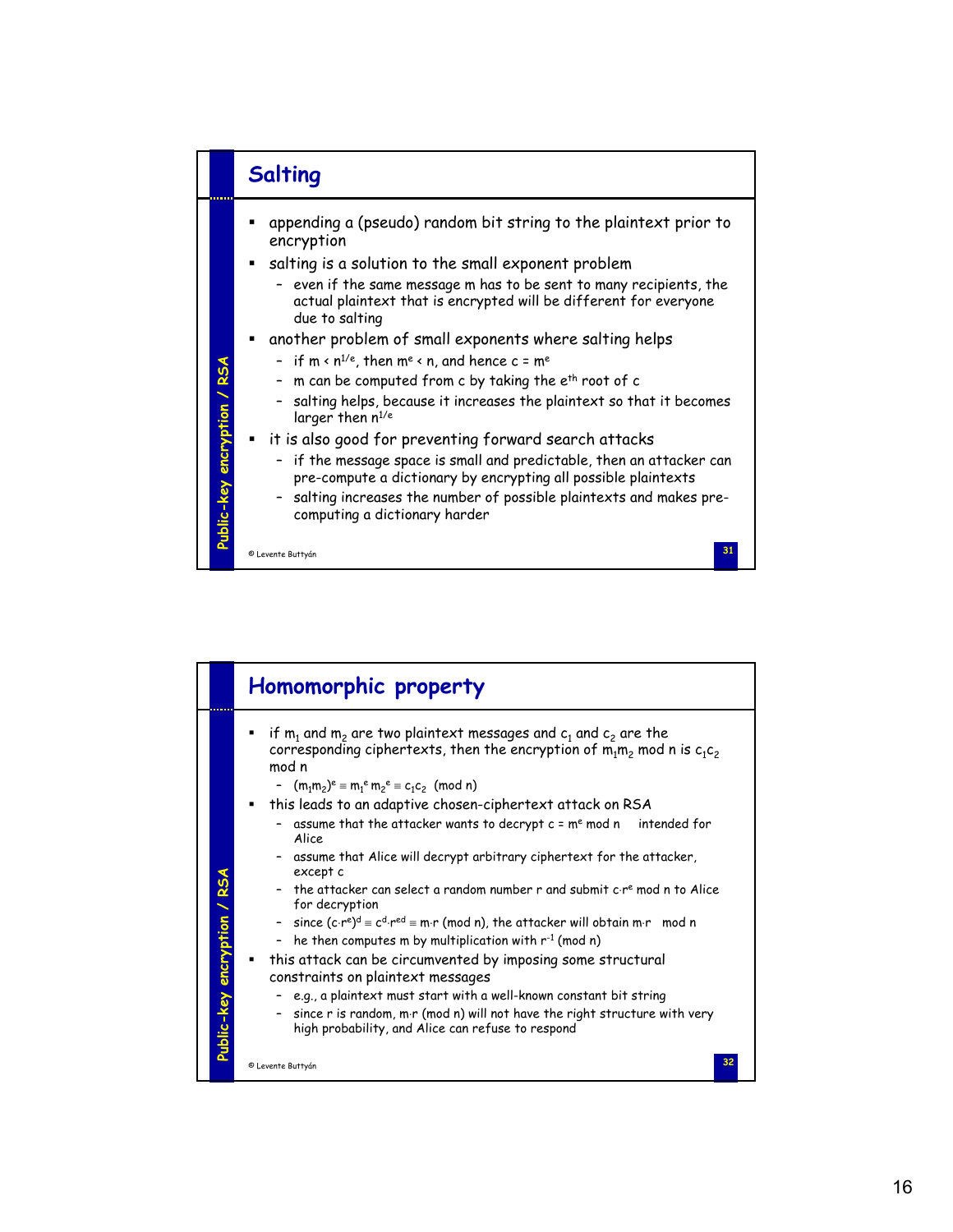## Salting

- appending a (pseudo) random bit string to the plaintext prior to encryption
- salting is a solution to the small exponent problem
  - even if the same message m has to be sent to many recipients, the actual plaintext that is encrypted will be different for everyone due to salting
- another problem of small exponents where salting helps
  - if $m < n^{1/e}$, then $m^e < n$, and hence $c = m^e$
  - m can be computed from c by taking the $e^{th}$ root of c
  - salting helps, because it increases the plaintext so that it becomes larger then $n^{1/e}$
- it is also good for preventing forward search attacks
  - if the message space is small and predictable, then an attacker can pre-compute a dictionary by encrypting all possible plaintexts
  - salting increases the number of possible plaintexts and makes pre-computing a dictionary harder

## Homomorphic property

- if $m_1$ and $m_2$ are two plaintext messages and $c_1$ and $c_2$ are the corresponding ciphertexts, then the encryption of $m_1m_2$ mod n is $c_1c_2$ mod n
  - $(m_1m_2)^e \equiv m_1^e m_2^e \equiv c_1c_2 \pmod n$
- this leads to an adaptive chosen-ciphertext attack on RSA
  - assume that the attacker wants to decrypt $c = m^e \bmod n$ intended for Alice
  - assume that Alice will decrypt arbitrary ciphertext for the attacker, except c
  - the attacker can select a random number r and submit $c \cdot r^e \bmod n$ to Alice for decryption
  - since $(c \cdot r^e)^d \equiv c^d \cdot r^{ed} \equiv m \cdot r \pmod n$, the attacker will obtain $m \cdot r \bmod n$
  - he then computes m by multiplication with $r^{-1} \pmod n$
- this attack can be circumvented by imposing some structural constraints on plaintext messages
  - e.g., a plaintext must start with a well-known constant bit string
  - since r is random, $m \cdot r \pmod n$ will not have the right structure with very high probability, and Alice can refuse to respond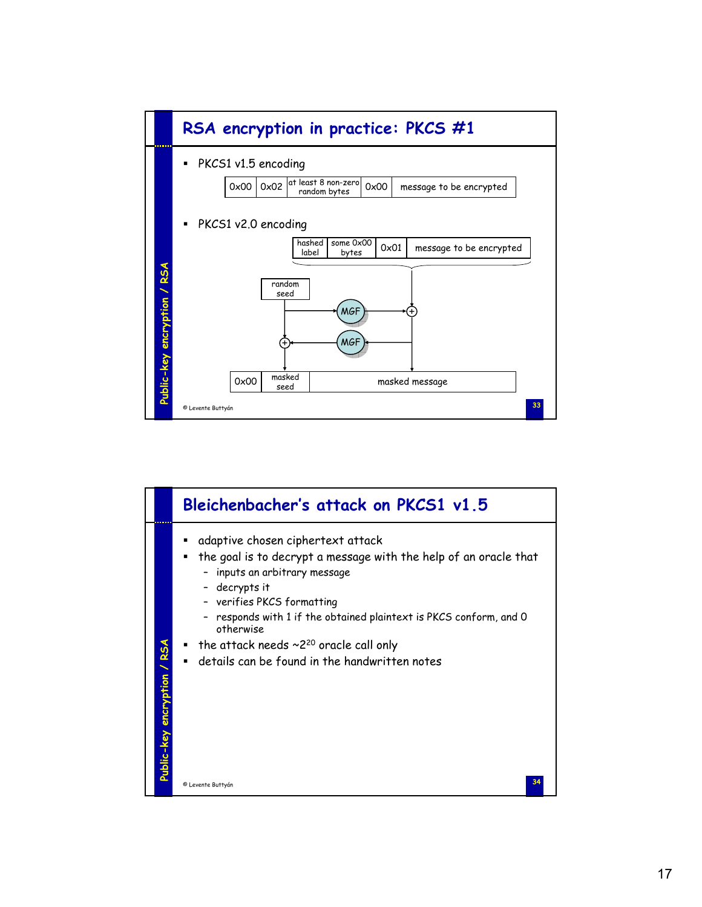## RSA encryption in practice: PKCS #1

- PKCS1 v1.5 encoding

| 0x00 | 0x02 | at least 8 non-zero random bytes | 0x00 | message to be encrypted |
|---|---|---|---|---|

- PKCS1 v2.0 encoding

| hashed label | some 0x00 bytes | 0x01 | message to be encrypted |
|---|---|---|---|

random seed → MGF → ⊕ (with hashed label ‖ some 0x00 bytes ‖ 0x01 ‖ message to be encrypted) → masked message

masked message → MGF → ⊕ (with random seed) → masked seed

| 0x00 | masked seed | masked message |
|---|---|---|

© Levente Buttyán

## Bleichenbacher's attack on PKCS1 v1.5

- adaptive chosen ciphertext attack
- the goal is to decrypt a message with the help of an oracle that
  - inputs an arbitrary message
  - decrypts it
  - verifies PKCS formatting
  - responds with 1 if the obtained plaintext is PKCS conform, and 0 otherwise
- the attack needs ~$2^{20}$ oracle call only
- details can be found in the handwritten notes

© Levente Buttyán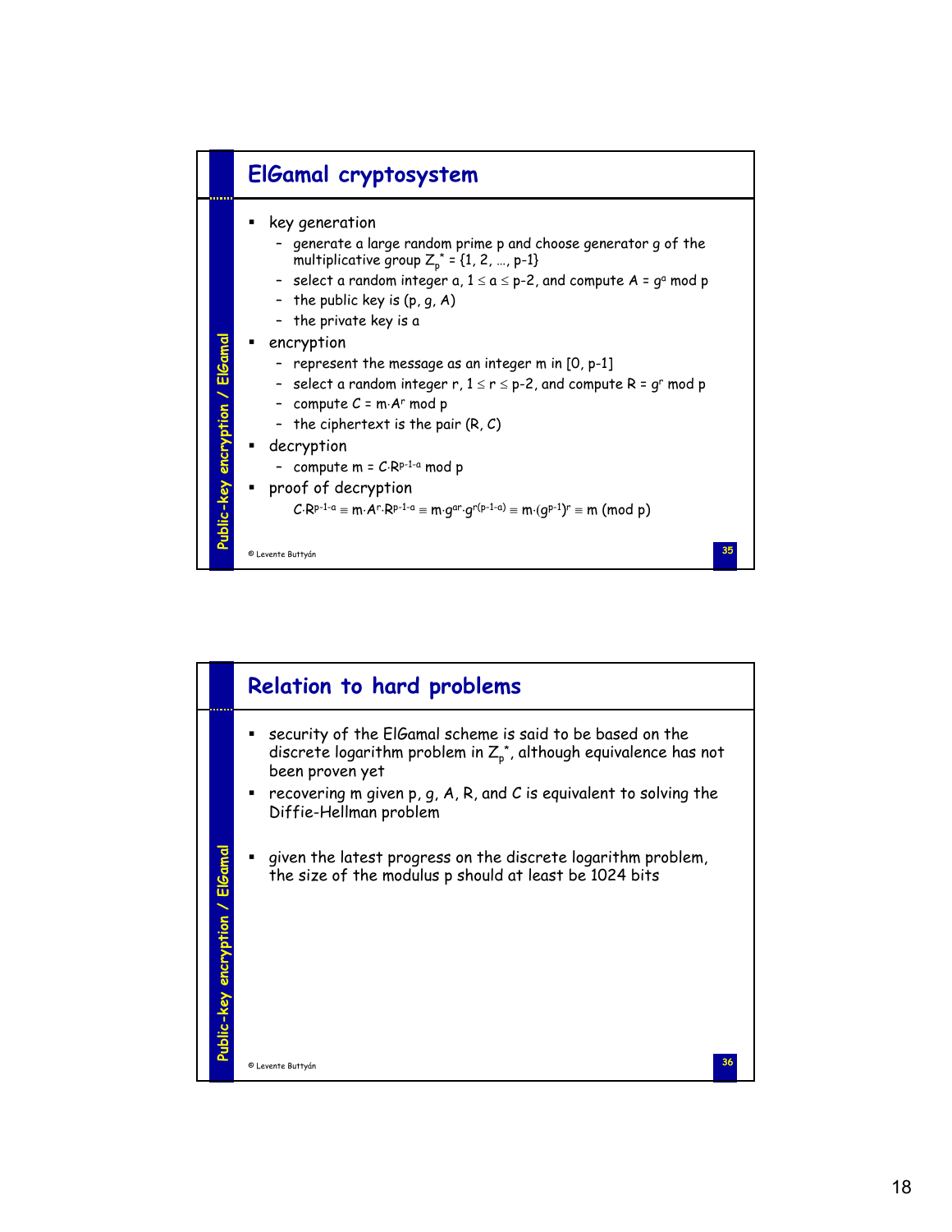## ElGamal cryptosystem

- key generation
  - generate a large random prime p and choose generator g of the multiplicative group $Z_p^* = \{1, 2, \ldots, p-1\}$
  - select a random integer a, $1 \leq a \leq p-2$, and compute $A = g^a \bmod p$
  - the public key is (p, g, A)
  - the private key is a
- encryption
  - represent the message as an integer m in [0, p-1]
  - select a random integer r, $1 \leq r \leq p-2$, and compute $R = g^r \bmod p$
  - compute $C = m \cdot A^r \bmod p$
  - the ciphertext is the pair (R, C)
- decryption
  - compute $m = C \cdot R^{p-1-a} \bmod p$
- proof of decryption

$$C \cdot R^{p-1-a} \equiv m \cdot A^r \cdot R^{p-1-a} \equiv m \cdot g^{ar} \cdot g^{r(p-1-a)} \equiv m \cdot (g^{p-1})^r \equiv m \pmod p$$

© Levente Buttyán

## Relation to hard problems

- security of the ElGamal scheme is said to be based on the discrete logarithm problem in $Z_p^*$, although equivalence has not been proven yet
- recovering m given p, g, A, R, and C is equivalent to solving the Diffie-Hellman problem
- given the latest progress on the discrete logarithm problem, the size of the modulus p should at least be 1024 bits

© Levente Buttyán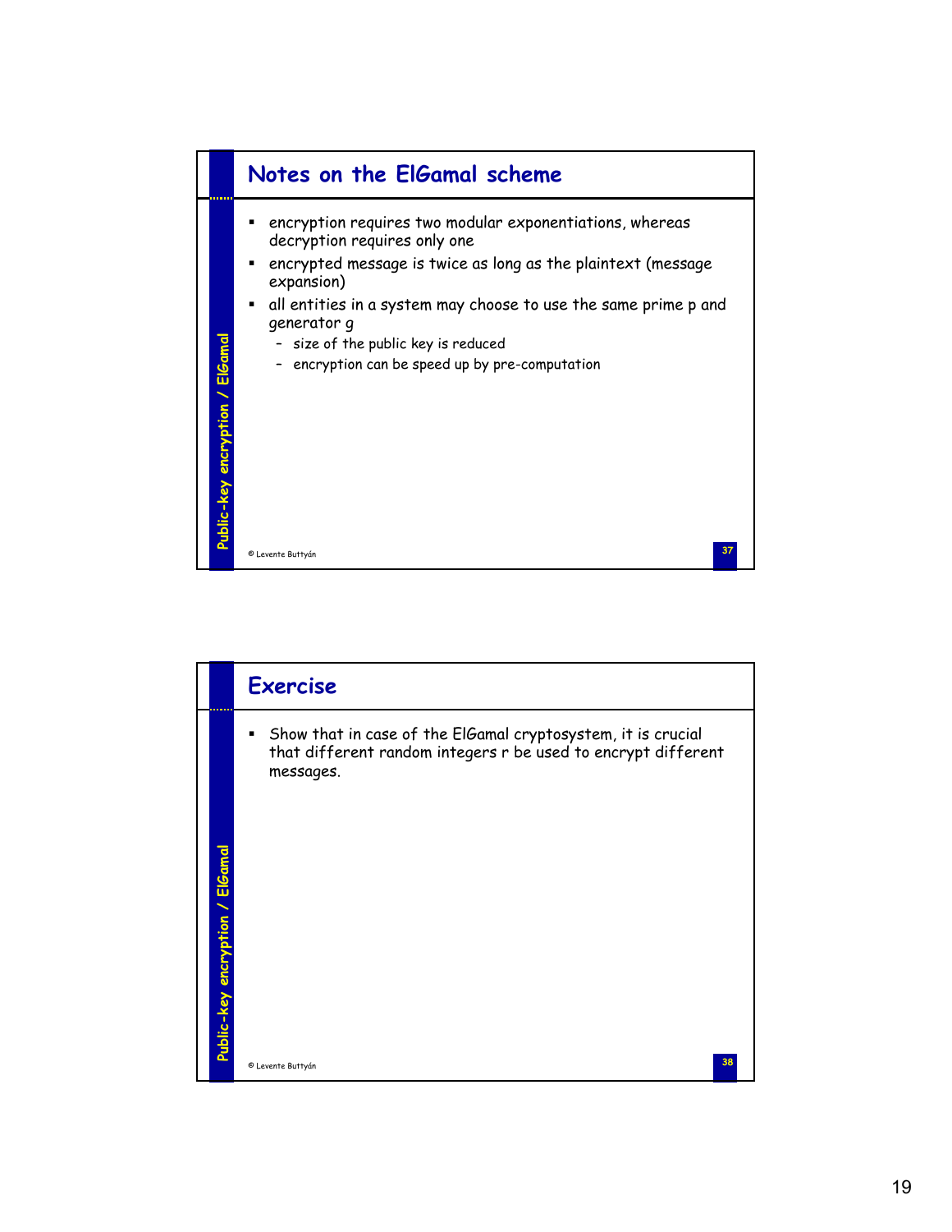## Notes on the ElGamal scheme

- encryption requires two modular exponentiations, whereas decryption requires only one
- encrypted message is twice as long as the plaintext (message expansion)
- all entities in a system may choose to use the same prime p and generator g
  - size of the public key is reduced
  - encryption can be speed up by pre-computation

© Levente Buttyán

## Exercise

- Show that in case of the ElGamal cryptosystem, it is crucial that different random integers r be used to encrypt different messages.

© Levente Buttyán